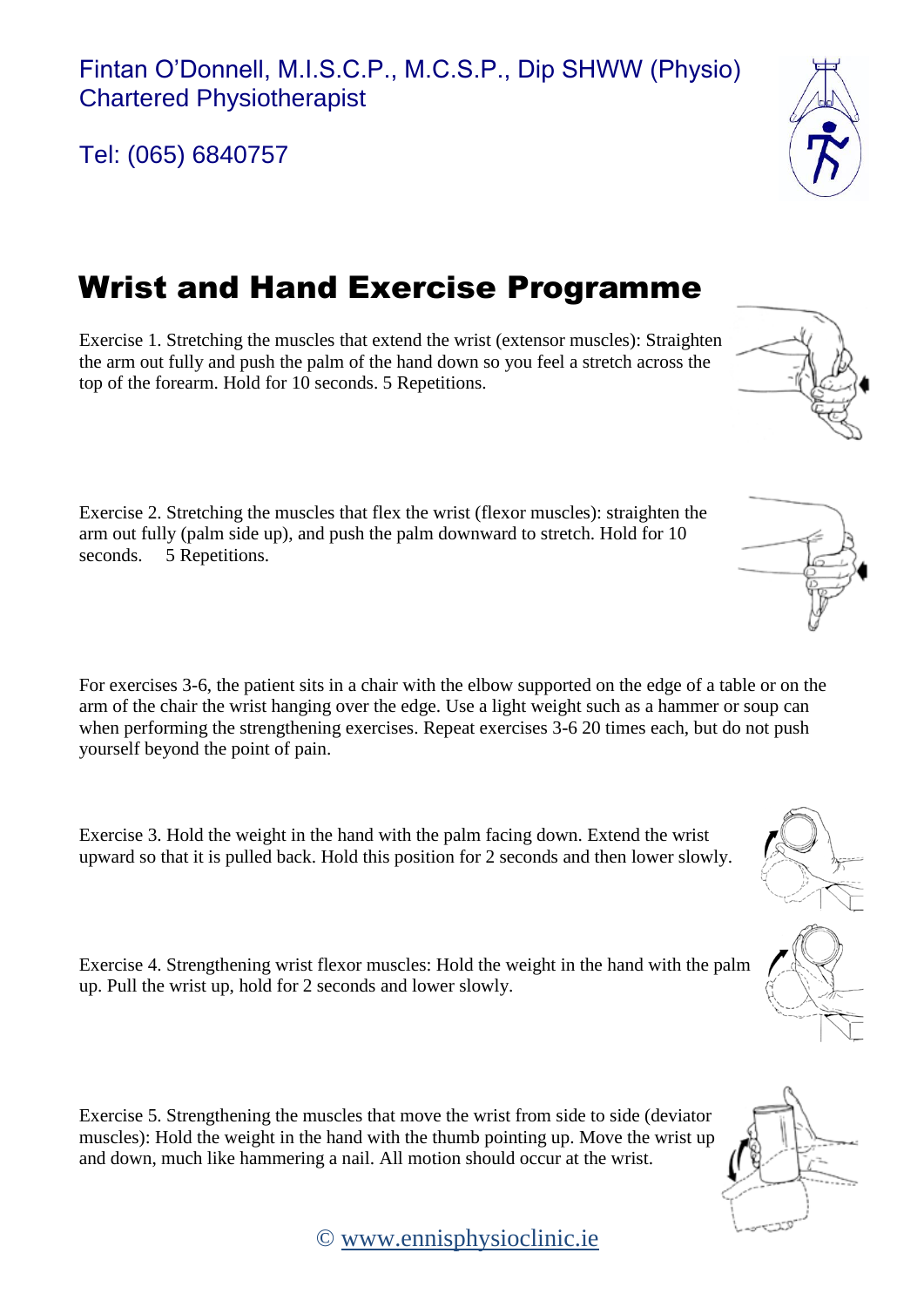Fintan O'Donnell, M.I.S.C.P., M.C.S.P., Dip SHWW (Physio)
Chartered Physiotherapist

Tel: (065) 6840757

# Wrist and Hand Exercise Programme

Exercise 1. Stretching the muscles that extend the wrist (extensor muscles): Straighten the arm out fully and push the palm of the hand down so you feel a stretch across the top of the forearm. Hold for 10 seconds. 5 Repetitions.

Exercise 2. Stretching the muscles that flex the wrist (flexor muscles): straighten the arm out fully (palm side up), and push the palm downward to stretch. Hold for 10 seconds. 5 Repetitions.

For exercises 3-6, the patient sits in a chair with the elbow supported on the edge of a table or on the arm of the chair the wrist hanging over the edge. Use a light weight such as a hammer or soup can when performing the strengthening exercises. Repeat exercises 3-6 20 times each, but do not push yourself beyond the point of pain.

Exercise 3. Hold the weight in the hand with the palm facing down. Extend the wrist upward so that it is pulled back. Hold this position for 2 seconds and then lower slowly.

Exercise 4. Strengthening wrist flexor muscles: Hold the weight in the hand with the palm up. Pull the wrist up, hold for 2 seconds and lower slowly.

Exercise 5. Strengthening the muscles that move the wrist from side to side (deviator muscles): Hold the weight in the hand with the thumb pointing up. Move the wrist up and down, much like hammering a nail. All motion should occur at the wrist.

© www.ennisphysioclinic.ie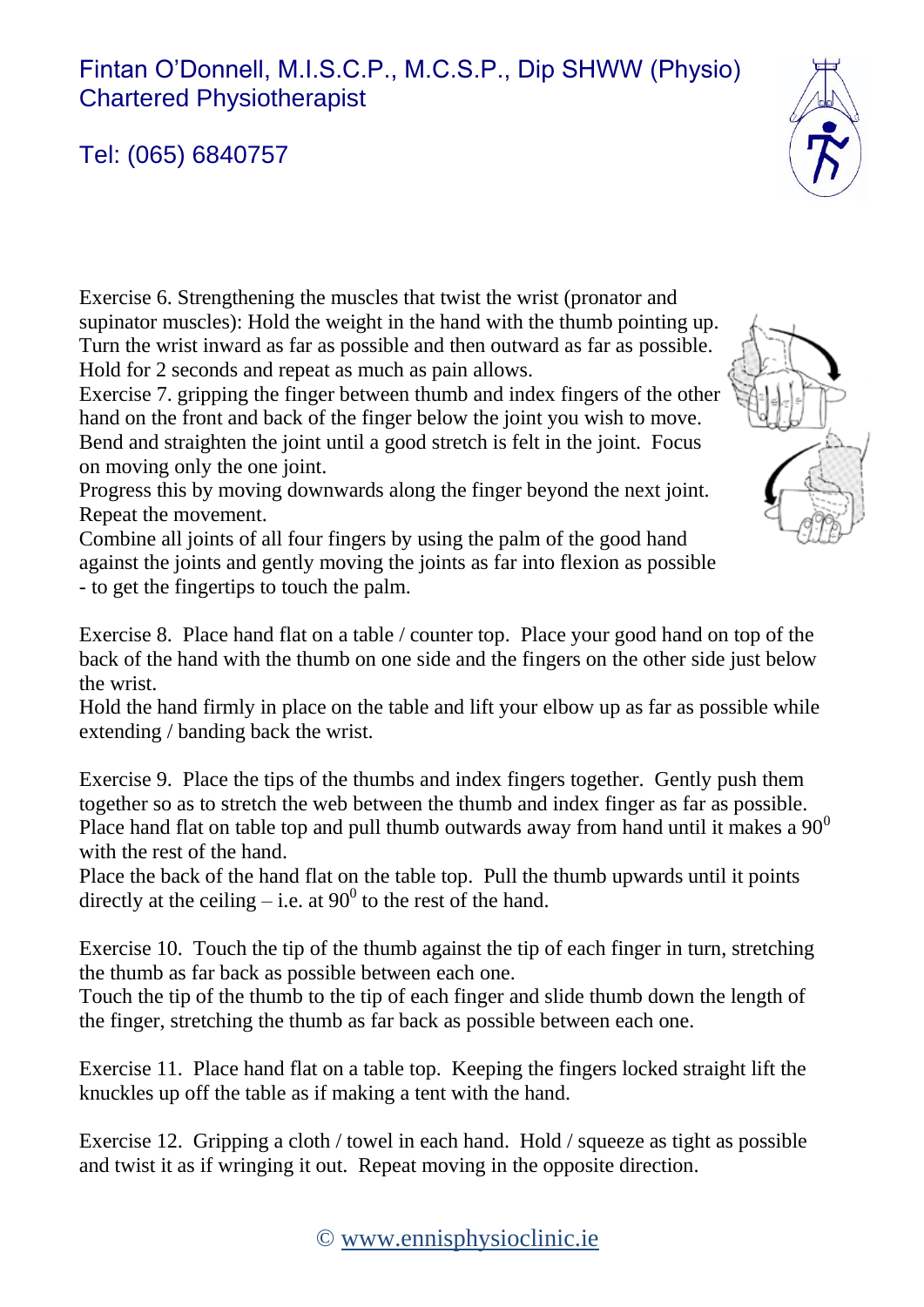Exercise 6. Strengthening the muscles that twist the wrist (pronator and supinator muscles): Hold the weight in the hand with the thumb pointing up. Turn the wrist inward as far as possible and then outward as far as possible. Hold for 2 seconds and repeat as much as pain allows.
Exercise 7. gripping the finger between thumb and index fingers of the other hand on the front and back of the finger below the joint you wish to move. Bend and straighten the joint until a good stretch is felt in the joint. Focus on moving only the one joint.
Progress this by moving downwards along the finger beyond the next joint. Repeat the movement.
Combine all joints of all four fingers by using the palm of the good hand against the joints and gently moving the joints as far into flexion as possible - to get the fingertips to touch the palm.

Exercise 8. Place hand flat on a table / counter top. Place your good hand on top of the back of the hand with the thumb on one side and the fingers on the other side just below the wrist.
Hold the hand firmly in place on the table and lift your elbow up as far as possible while extending / banding back the wrist.

Exercise 9. Place the tips of the thumbs and index fingers together. Gently push them together so as to stretch the web between the thumb and index finger as far as possible.
Place hand flat on table top and pull thumb outwards away from hand until it makes a $90^0$ with the rest of the hand.
Place the back of the hand flat on the table top. Pull the thumb upwards until it points directly at the ceiling – i.e. at $90^0$ to the rest of the hand.

Exercise 10. Touch the tip of the thumb against the tip of each finger in turn, stretching the thumb as far back as possible between each one.
Touch the tip of the thumb to the tip of each finger and slide thumb down the length of the finger, stretching the thumb as far back as possible between each one.

Exercise 11. Place hand flat on a table top. Keeping the fingers locked straight lift the knuckles up off the table as if making a tent with the hand.

Exercise 12. Gripping a cloth / towel in each hand. Hold / squeeze as tight as possible and twist it as if wringing it out. Repeat moving in the opposite direction.